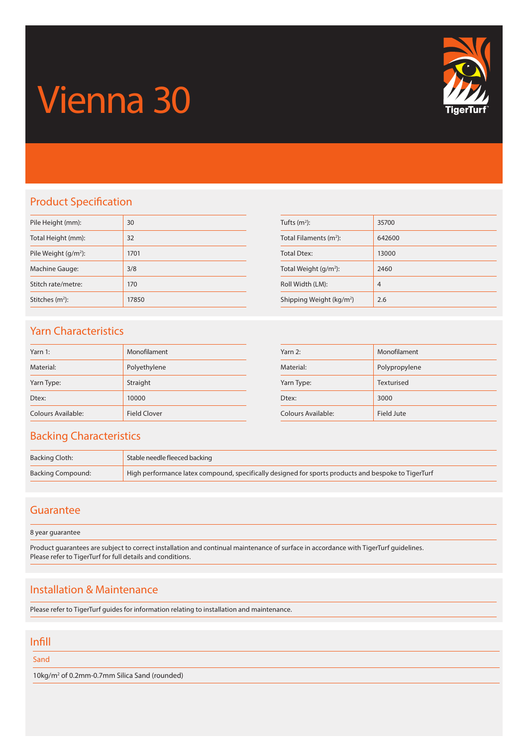# Vienna 30

## Product Specification

| | |
|---|---|
| Pile Height (mm): | 30 |
| Total Height (mm): | 32 |
| Pile Weight (g/m$^2$): | 1701 |
| Machine Gauge: | 3/8 |
| Stitch rate/metre: | 170 |
| Stitches (m$^2$): | 17850 |

| | |
|---|---|
| Tufts (m$^2$): | 35700 |
| Total Filaments (m$^2$): | 642600 |
| Total Dtex: | 13000 |
| Total Weight (g/m$^2$): | 2460 |
| Roll Width (LM): | 4 |
| Shipping Weight (kg/m$^2$) | 2.6 |

## Yarn Characteristics

| | |
|---|---|
| Yarn 1: | Monofilament |
| Material: | Polyethylene |
| Yarn Type: | Straight |
| Dtex: | 10000 |
| Colours Available: | Field Clover |

| | |
|---|---|
| Yarn 2: | Monofilament |
| Material: | Polypropylene |
| Yarn Type: | Texturised |
| Dtex: | 3000 |
| Colours Available: | Field Jute |

## Backing Characteristics

| | |
|---|---|
| Backing Cloth: | Stable needle fleeced backing |
| Backing Compound: | High performance latex compound, specifically designed for sports products and bespoke to TigerTurf |

## Guarantee

8 year guarantee

Product guarantees are subject to correct installation and continual maintenance of surface in accordance with TigerTurf guidelines.
Please refer to TigerTurf for full details and conditions.

## Installation & Maintenance

Please refer to TigerTurf guides for information relating to installation and maintenance.

## Infill

### Sand

10kg/m$^2$ of 0.2mm-0.7mm Silica Sand (rounded)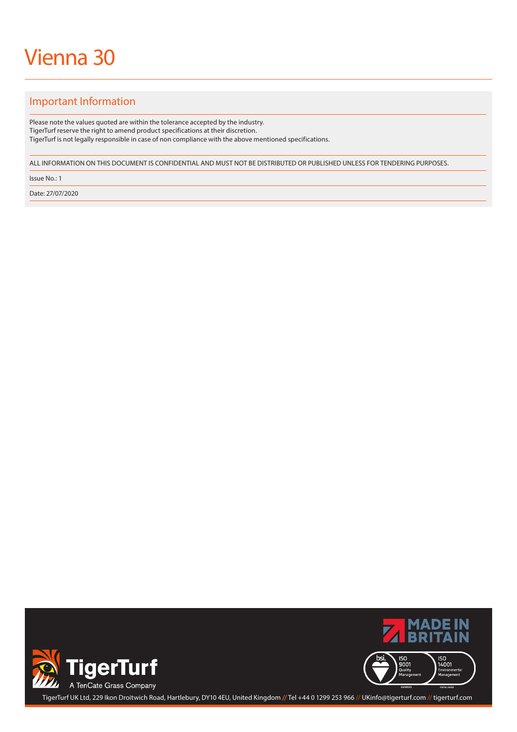# Vienna 30

## Important Information

Please note the values quoted are within the tolerance accepted by the industry.
TigerTurf reserve the right to amend product specifications at their discretion.
TigerTurf is not legally responsible in case of non compliance with the above mentioned specifications.

ALL INFORMATION ON THIS DOCUMENT IS CONFIDENTIAL AND MUST NOT BE DISTRIBUTED OR PUBLISHED UNLESS FOR TENDERING PURPOSES.

Issue No.: 1

Date: 27/07/2020

MADE IN BRITAIN

TigerTurf
A TenCate Grass Company

ISO 9001 Quality Management

ISO 14001 Environmental Management

TigerTurf UK Ltd, 229 Ikon Droitwich Road, Hartlebury, DY10 4EU, United Kingdom // Tel +44 0 1299 253 966 // UKinfo@tigerturf.com // tigerturf.com